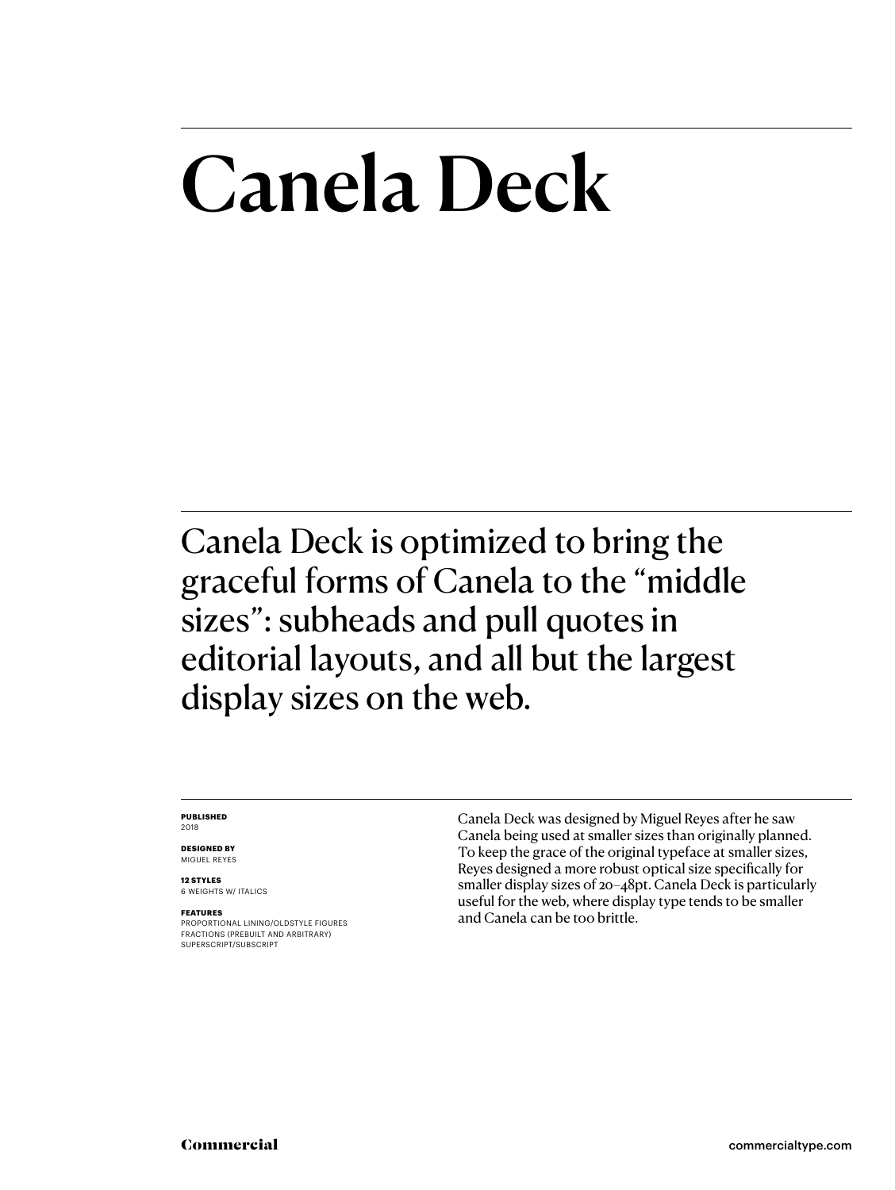# Canela Deck

Canela Deck is optimized to bring the graceful forms of Canela to the "middle sizes": subheads and pull quotes in editorial layouts, and all but the largest display sizes on the web.

**PUBLISHED**
2018

**DESIGNED BY**
MIGUEL REYES

**12 STYLES**
6 WEIGHTS W/ ITALICS

**FEATURES**
PROPORTIONAL LINING/OLDSTYLE FIGURES
FRACTIONS (PREBUILT AND ARBITRARY)
SUPERSCRIPT/SUBSCRIPT

Canela Deck was designed by Miguel Reyes after he saw Canela being used at smaller sizes than originally planned. To keep the grace of the original typeface at smaller sizes, Reyes designed a more robust optical size specifically for smaller display sizes of 20–48pt. Canela Deck is particularly useful for the web, where display type tends to be smaller and Canela can be too brittle.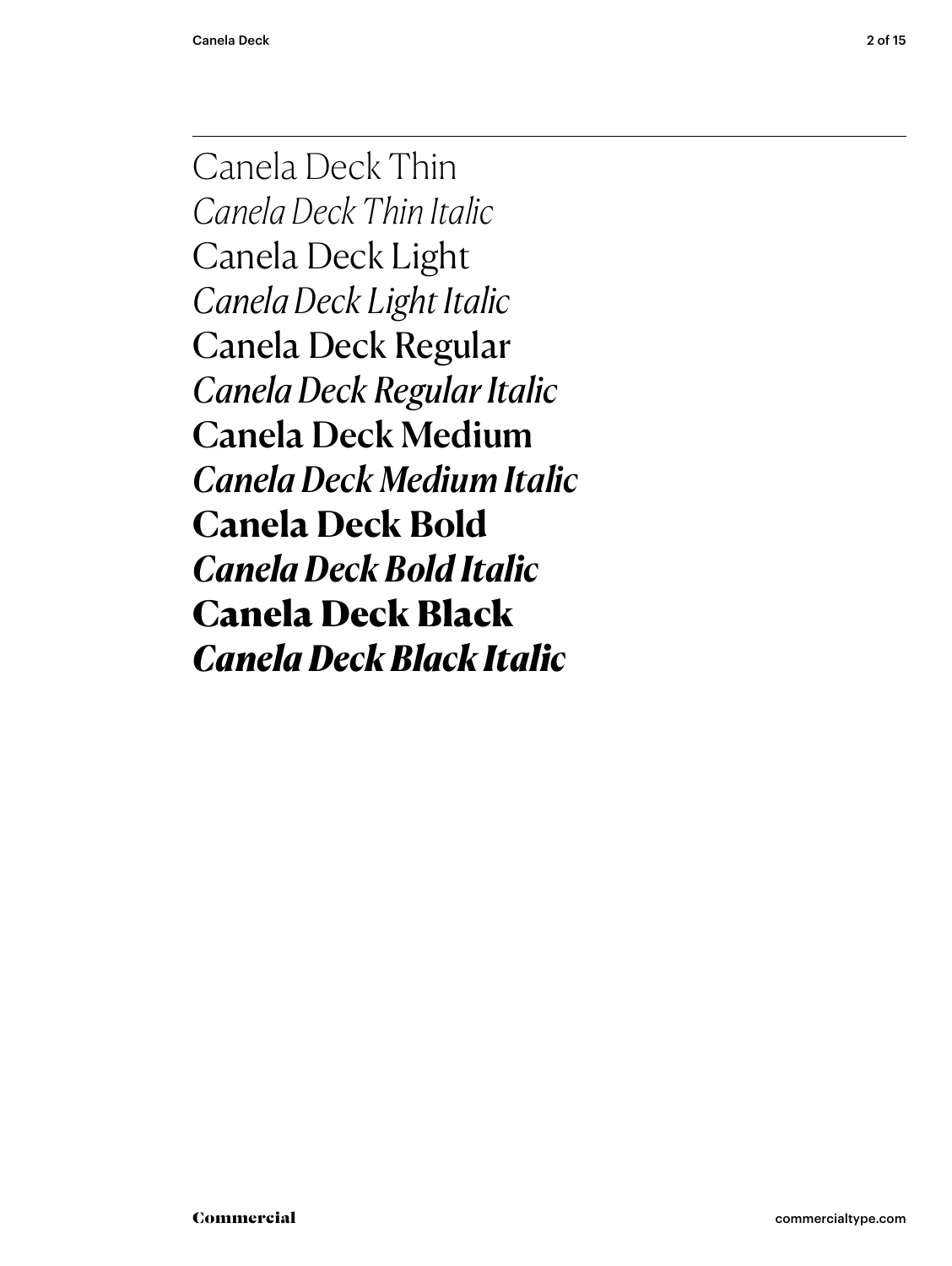Canela Deck Thin

*Canela Deck Thin Italic*

Canela Deck Light

*Canela Deck Light Italic*

Canela Deck Regular

*Canela Deck Regular Italic*

**Canela Deck Medium**

***Canela Deck Medium Italic***

**Canela Deck Bold**

***Canela Deck Bold Italic***

**Canela Deck Black**

***Canela Deck Black Italic***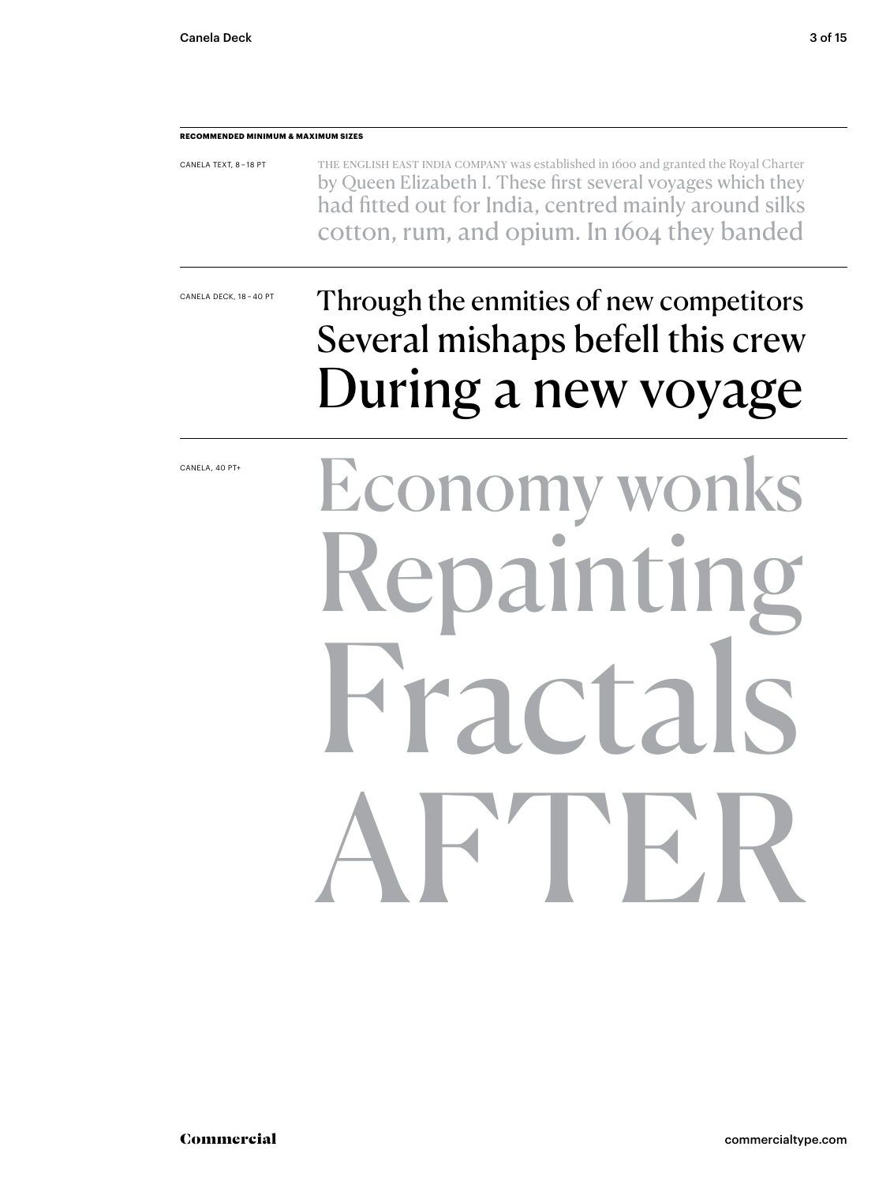**RECOMMENDED MINIMUM & MAXIMUM SIZES**

CANELA TEXT, 8 – 18 PT

THE ENGLISH EAST INDIA COMPANY was established in 1600 and granted the Royal Charter by Queen Elizabeth I. These first several voyages which they had fitted out for India, centred mainly around silks cotton, rum, and opium. In 1604 they banded

CANELA DECK, 18 – 40 PT

Through the enmities of new competitors
Several mishaps befell this crew
During a new voyage

CANELA, 40 PT+

Economy wonks
Repainting
Fractals
AFTER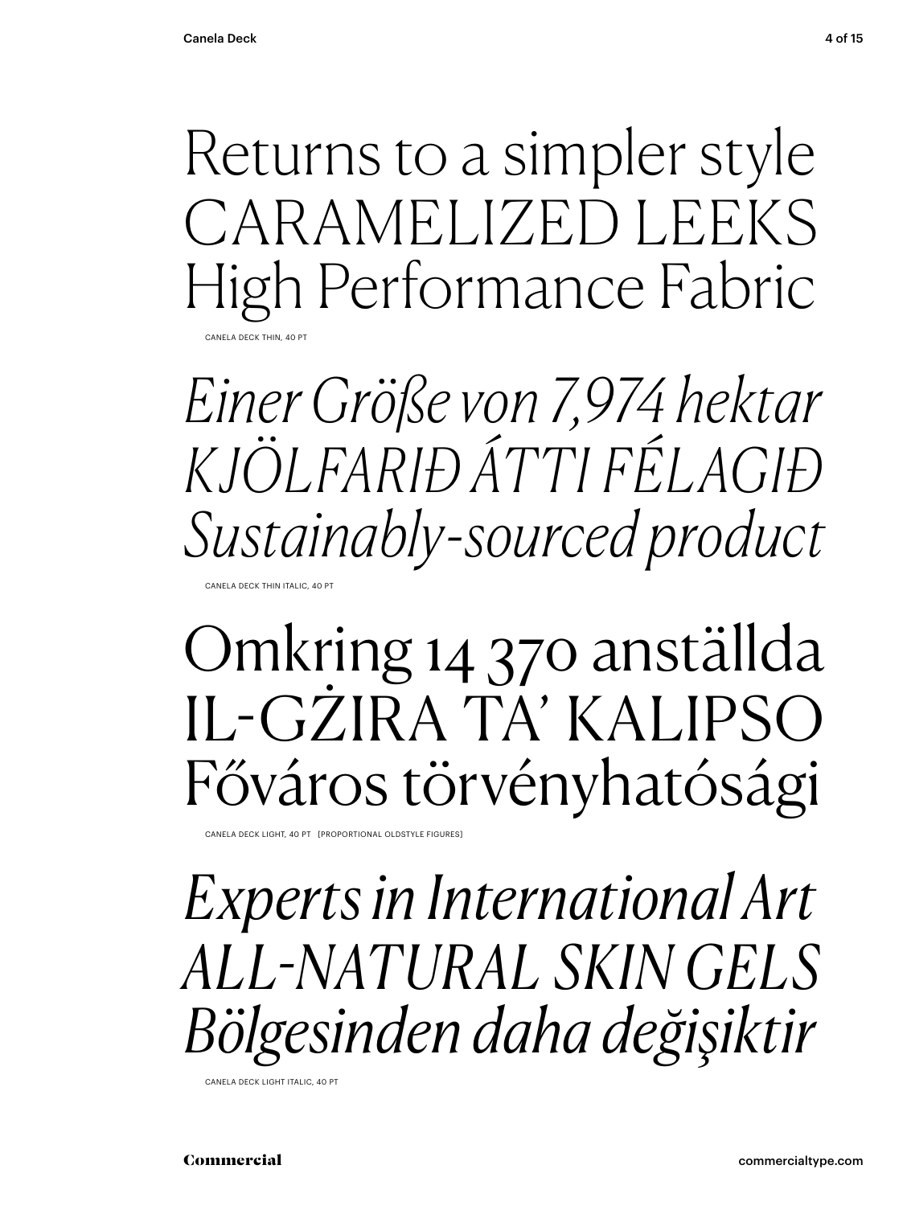Returns to a simpler style
CARAMELIZED LEEKS
High Performance Fabric

CANELA DECK THIN, 40 PT

*Einer Größe von 7,974 hektar*
*KJÖLFARIÐ ÁTTI FÉLAGIÐ*
*Sustainably-sourced product*

CANELA DECK THIN ITALIC, 40 PT

Omkring 14 370 anställda
IL-GŻIRA TA' KALIPSO
Főváros törvényhatósági

CANELA DECK LIGHT, 40 PT [PROPORTIONAL OLDSTYLE FIGURES]

*Experts in International Art*
*ALL-NATURAL SKIN GELS*
*Bölgesinden daha değişiktir*

CANELA DECK LIGHT ITALIC, 40 PT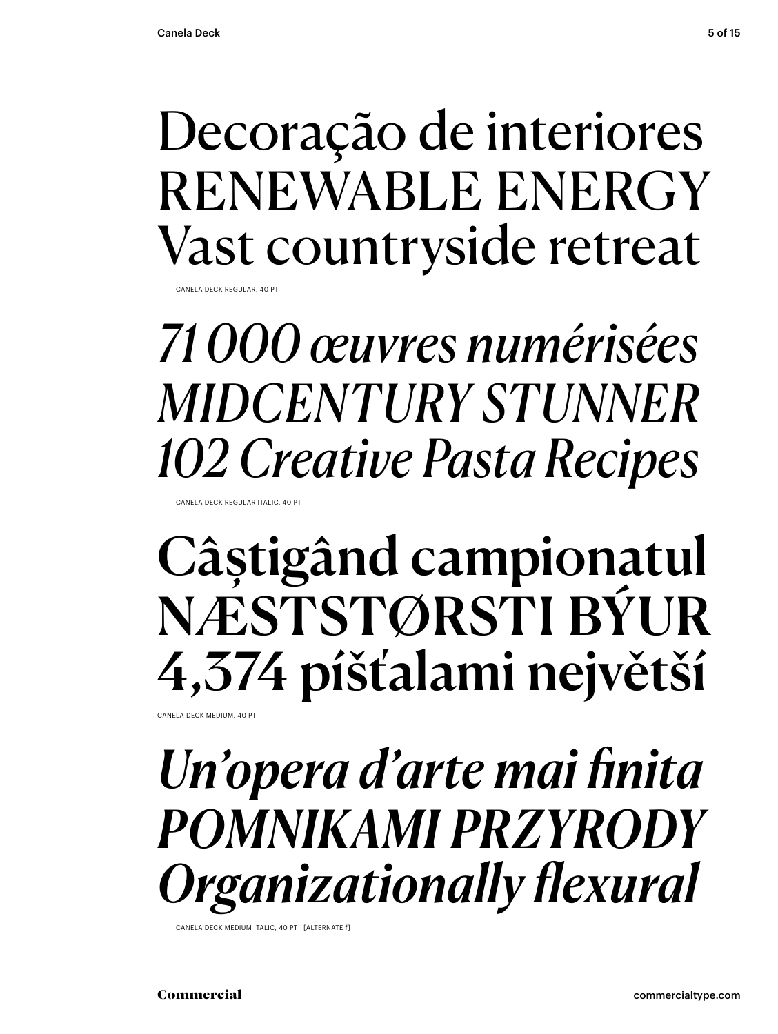Decoração de interiores
RENEWABLE ENERGY
Vast countryside retreat

CANELA DECK REGULAR, 40 PT

*71 000 œuvres numérisées*
*MIDCENTURY STUNNER*
*102 Creative Pasta Recipes*

CANELA DECK REGULAR ITALIC, 40 PT

**Câștigând campionatul**
**NÆSTSTØRSTI BÝUR**
**4,374 píšťalami největší**

CANELA DECK MEDIUM, 40 PT

***Un'opera d'arte mai finita***
***POMNIKAMI PRZYRODY***
***Organizationally flexural***

CANELA DECK MEDIUM ITALIC, 40 PT [ALTERNATE f]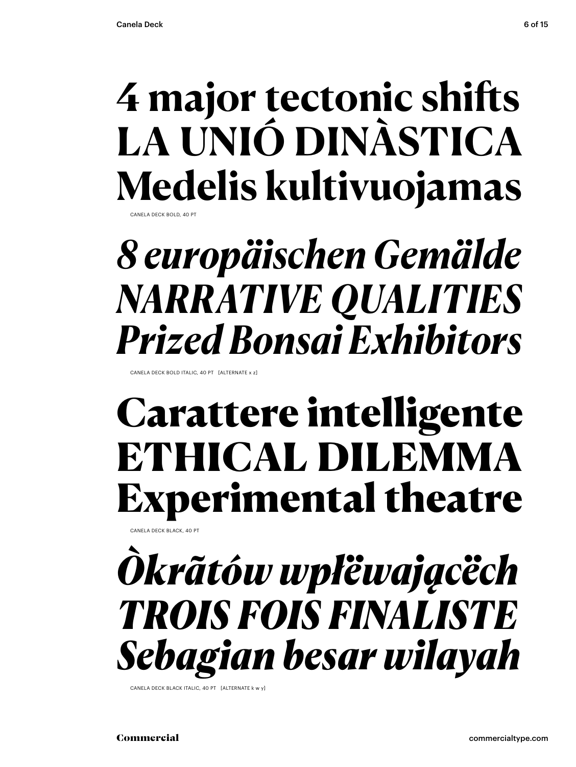**4 major tectonic shifts**
**LA UNIÓ DINÀSTICA**
**Medelis kultivuojamas**

CANELA DECK BOLD, 40 PT

***8 europäischen Gemälde***
***NARRATIVE QUALITIES***
***Prized Bonsai Exhibitors***

CANELA DECK BOLD ITALIC, 40 PT [ALTERNATE x z]

**Carattere intelligente**
**ETHICAL DILEMMA**
**Experimental theatre**

CANELA DECK BLACK, 40 PT

***Òkrãtów wpłëwającëch***
***TROIS FOIS FINALISTE***
***Sebagian besar wilayah***

CANELA DECK BLACK ITALIC, 40 PT [ALTERNATE k w y]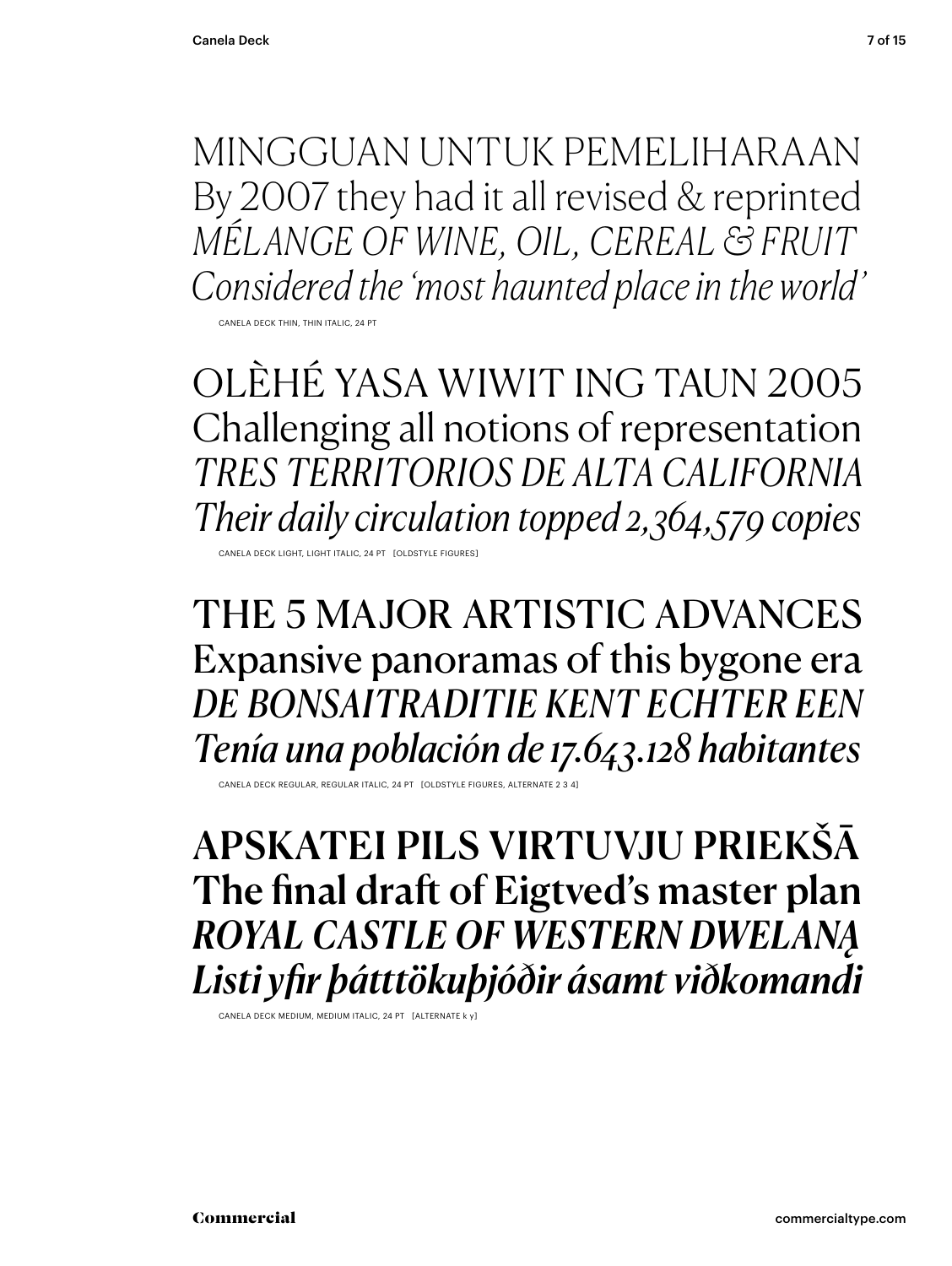MINGGUAN UNTUK PEMELIHARAAN
By 2007 they had it all revised & reprinted
*MÉLANGE OF WINE, OIL, CEREAL & FRUIT*
*Considered the 'most haunted place in the world'*

CANELA DECK THIN, THIN ITALIC, 24 PT

OLÈHÉ YASA WIWIT ING TAUN 2005
Challenging all notions of representation
*TRES TERRITORIOS DE ALTA CALIFORNIA*
*Their daily circulation topped 2,364,579 copies*

CANELA DECK LIGHT, LIGHT ITALIC, 24 PT [OLDSTYLE FIGURES]

THE 5 MAJOR ARTISTIC ADVANCES
Expansive panoramas of this bygone era
*DE BONSAITRADITIE KENT ECHTER EEN*
*Tenía una población de 17.643.128 habitantes*

CANELA DECK REGULAR, REGULAR ITALIC, 24 PT [OLDSTYLE FIGURES, ALTERNATE 2 3 4]

**APSKATEI PILS VIRTUVJU PRIEKŠĀ**
**The final draft of Eigtved's master plan**
***ROYAL CASTLE OF WESTERN DWELANĄ***
***Listi yfir þátttökuþjóðir ásamt viðkomandi***

CANELA DECK MEDIUM, MEDIUM ITALIC, 24 PT [ALTERNATE k y]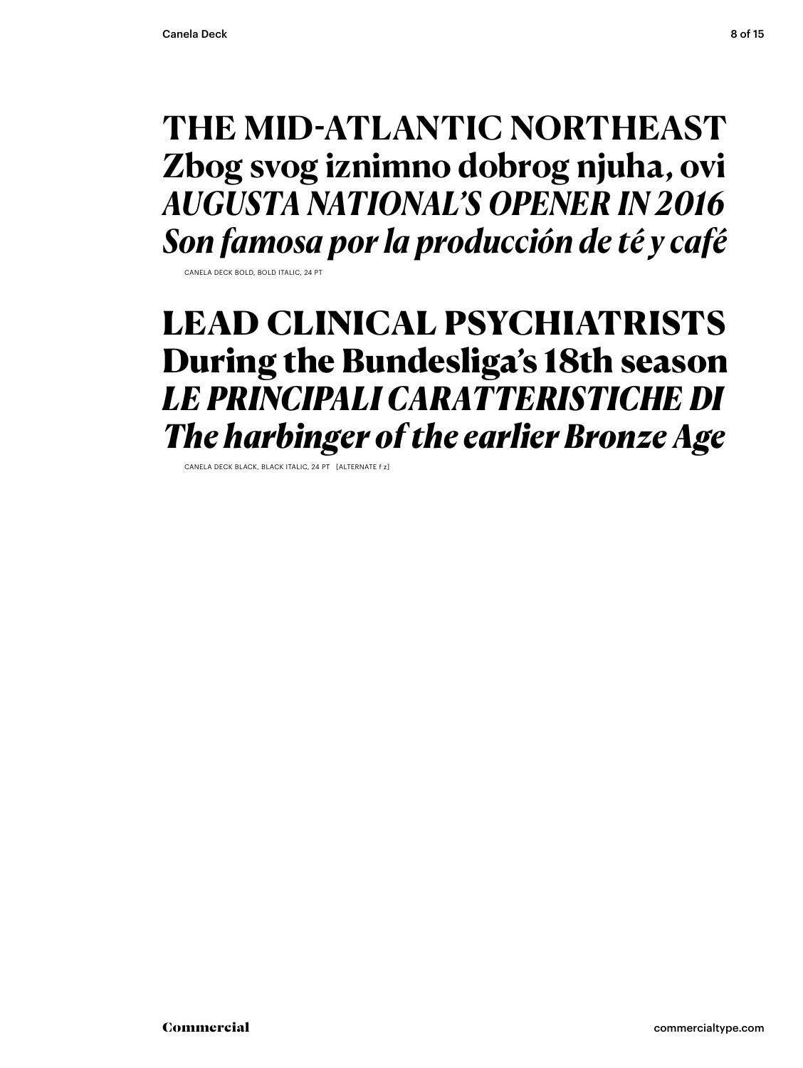**THE MID-ATLANTIC NORTHEAST**
**Zbog svog iznimno dobrog njuha, ovi**
***AUGUSTA NATIONAL'S OPENER IN 2016***
***Son famosa por la producción de té y café***

CANELA DECK BOLD, BOLD ITALIC, 24 PT

**LEAD CLINICAL PSYCHIATRISTS**
**During the Bundesliga's 18th season**
***LE PRINCIPALI CARATTERISTICHE DI***
***The harbinger of the earlier Bronze Age***

CANELA DECK BLACK, BLACK ITALIC, 24 PT [ALTERNATE f z]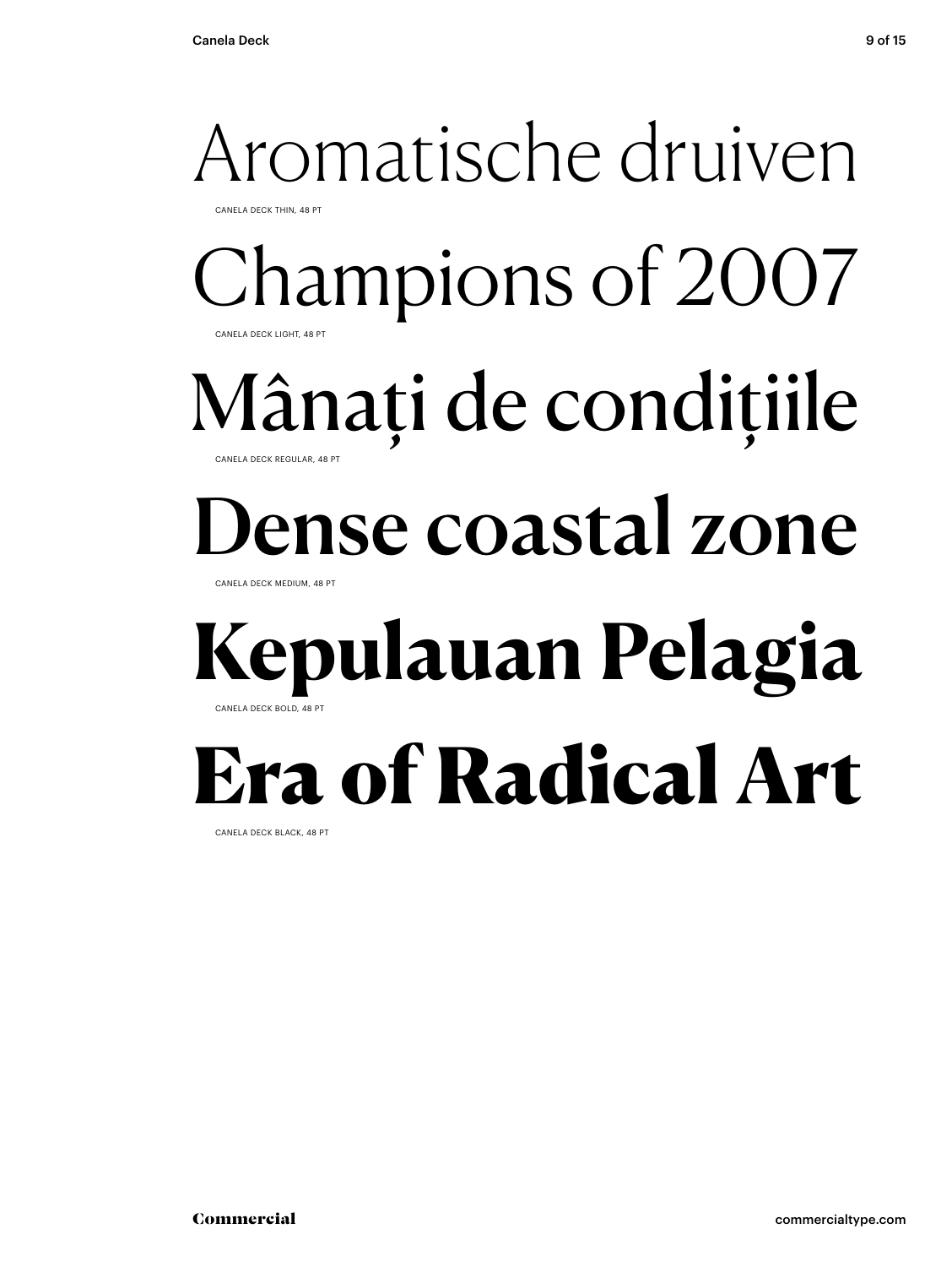Aromatische druiven

CANELA DECK THIN, 48 PT

Champions of 2007

CANELA DECK LIGHT, 48 PT

Mânați de condițiile

CANELA DECK REGULAR, 48 PT

**Dense coastal zone**

CANELA DECK MEDIUM, 48 PT

**Kepulauan Pelagia**

CANELA DECK BOLD, 48 PT

**Era of Radical Art**

CANELA DECK BLACK, 48 PT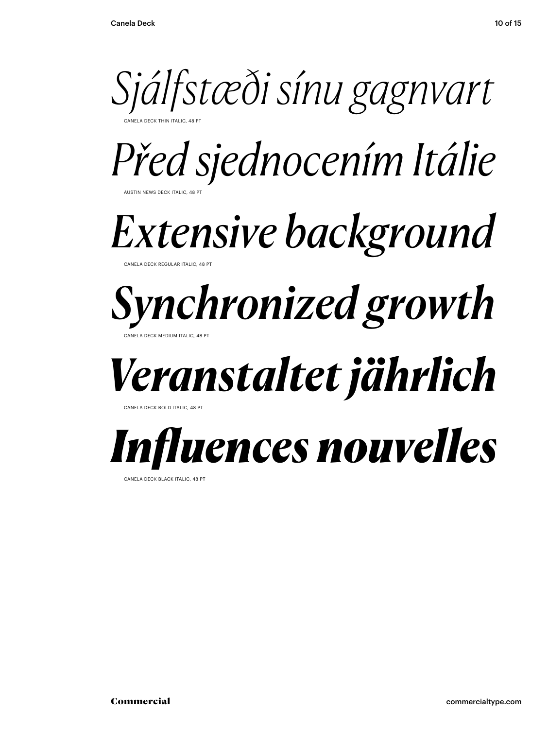*Sjálfstæði sínu gagnvart*

CANELA DECK THIN ITALIC, 48 PT

*Před sjednocením Itálie*

AUSTIN NEWS DECK ITALIC, 48 PT

*Extensive background*

CANELA DECK REGULAR ITALIC, 48 PT

***Synchronized growth***

CANELA DECK MEDIUM ITALIC, 48 PT

***Veranstaltet jährlich***

CANELA DECK BOLD ITALIC, 48 PT

***Influences nouvelles***

CANELA DECK BLACK ITALIC, 48 PT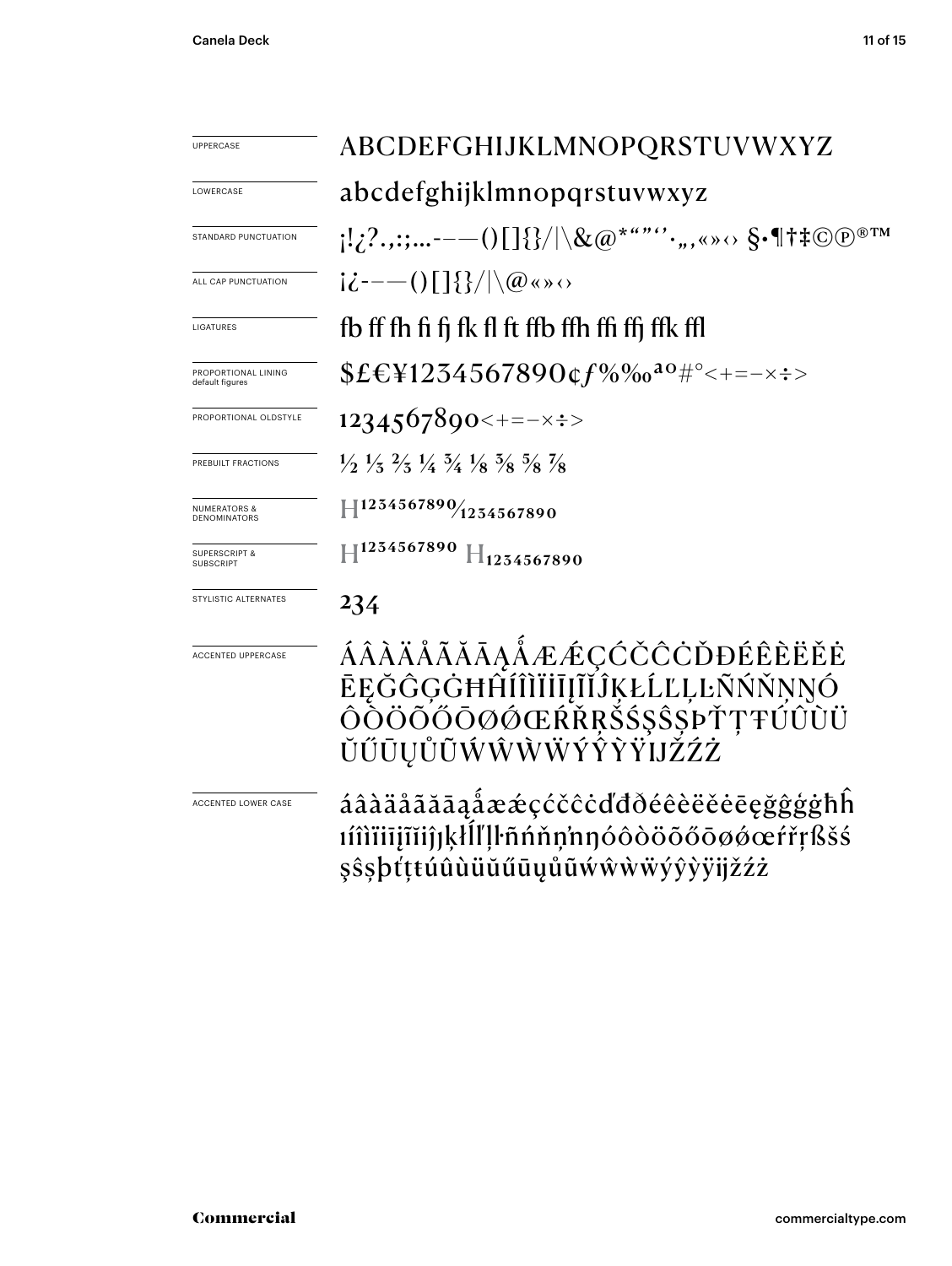| | |
|---|---|
| UPPERCASE | ABCDEFGHIJKLMNOPQRSTUVWXYZ |
| LOWERCASE | abcdefghijklmnopqrstuvwxyz |
| STANDARD PUNCTUATION | ¡!¿?.,:;…-–—()[]{}/\|\&@*""''·„‚«»‹› §•¶†‡©℗®™ |
| ALL CAP PUNCTUATION | ¡¿-–—()[]{}/\|\@«»‹› |
| LIGATURES | fb ff fh fi fj fk fl ft ffb ffh ffi ffj ffk ffl |
| PROPORTIONAL LINING default figures | $£€¥1234567890¢ƒ%‰ªº#°<+=−×÷> |
| PROPORTIONAL OLDSTYLE | 1234567890<+=−×÷> |
| PREBUILT FRACTIONS | ½ ⅓ ⅔ ¼ ¾ ⅛ ⅜ ⅝ ⅞ |
| NUMERATORS & DENOMINATORS | H1234567890/1234567890 |
| SUPERSCRIPT & SUBSCRIPT | $H^{1234567890}$ $H_{1234567890}$ |
| STYLISTIC ALTERNATES | 234 |
| ACCENTED UPPERCASE | ÁÂÀÄÅÃĂĀĄǺÆǼÇĆČĈĊĎĐÉÊÈËĚĖĒĘĞĜĢĠĦĤÍÎÌÏİĪĮĨĬĴĶŁĹĽĻĿÑŃŇŅŊÓÔÒÖÕŐŌØǾŒŔŘŖŠŚŞŜȘÞŤŢŦÚÛÙÜŬŰŪŲŮŨẂŴẀẄÝŶỲŸĲŽŹŻ |
| ACCENTED LOWER CASE | áâàäåãăāąǻæǽçćčĉċďđðéêèëěėēęğĝģġħĥıíîìïīįĩĭĵȷķłĺľļŀñńňņŉŋóôòöõőōøǿœŕřŗßšśşŝșþťţŧúûùüŭűūųůũẃŵẁẅýŷỳÿĳžźż |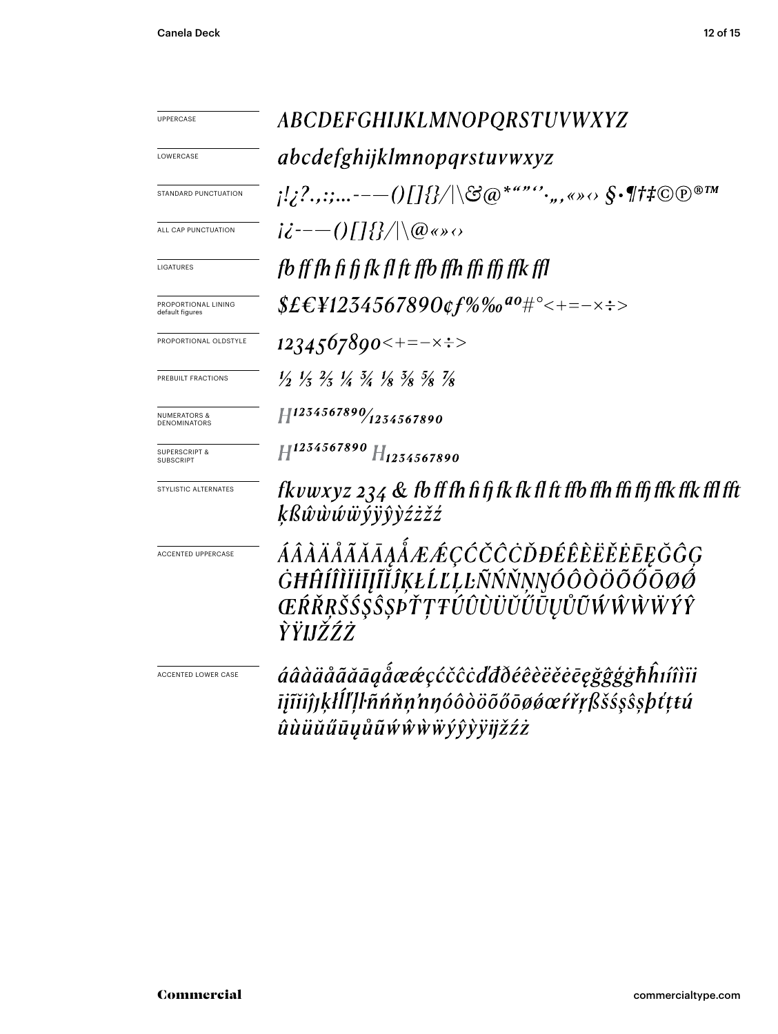| | |
|---|---|
| UPPERCASE | *ABCDEFGHIJKLMNOPQRSTUVWXYZ* |
| LOWERCASE | *abcdefghijklmnopqrstuvwxyz* |
| STANDARD PUNCTUATION | *¡!¿?.,:;…-–—()[]{}/\|\&@*""''·„‚«»‹› §•¶†‡©℗®™* |
| ALL CAP PUNCTUATION | *¡¿-–—()[]{}/\|\@«»‹›* |
| LIGATURES | *fb ff fh fi fj fk fl ft ffb ffh ffi ffj ffk ffl* |
| PROPORTIONAL LINING default figures | *$£€¥1234567890¢ƒ%‰ªº#°<+=−×÷>* |
| PROPORTIONAL OLDSTYLE | *1234567890<+=−×÷>* |
| PREBUILT FRACTIONS | *½ ⅓ ⅔ ¼ ¾ ⅛ ⅜ ⅝ ⅞* |
| NUMERATORS & DENOMINATORS | *H1234567890/1234567890* |
| SUPERSCRIPT & SUBSCRIPT | *H1234567890 H1234567890* |
| STYLISTIC ALTERNATES | *fkvwxyz 234 & fb ff fh fi fj fk fk fl ft ffb ffh ffi ffj ffk ffk ffl fft ķßŵẁẃẅýÿŷỳźżžž* |
| ACCENTED UPPERCASE | *ÁÂÀÄÅÃĂĀĄǺÆǼÇĆČĈĊĎĐÉÊÈËĚĖĒĘĞĜĢĠĦĤÍÎÌÏİĪĮĨĬĴĶŁĹĽĻĿÑŃŇŅŊÓÔÒÖÕŐŌØǾŒŔŘŖŠŚŞŜȘÞŤŢŦÚÛÙÜŬŰŪŲŮŨẂŴẀẄÝŶỲŸĲŽŹŻ* |
| ACCENTED LOWER CASE | *áâàäåãăāąǻæǽçćčĉċďđðéêèëěėēęğĝģġħĥıíîìïīįĩĭȷĵķłĺľļŀñńňņŉŋóôòöõőōøǿœŕřŗßšśşŝșþťţŧúûùüŭűūųůũẃŵẁẅýŷỳÿĳžźż* |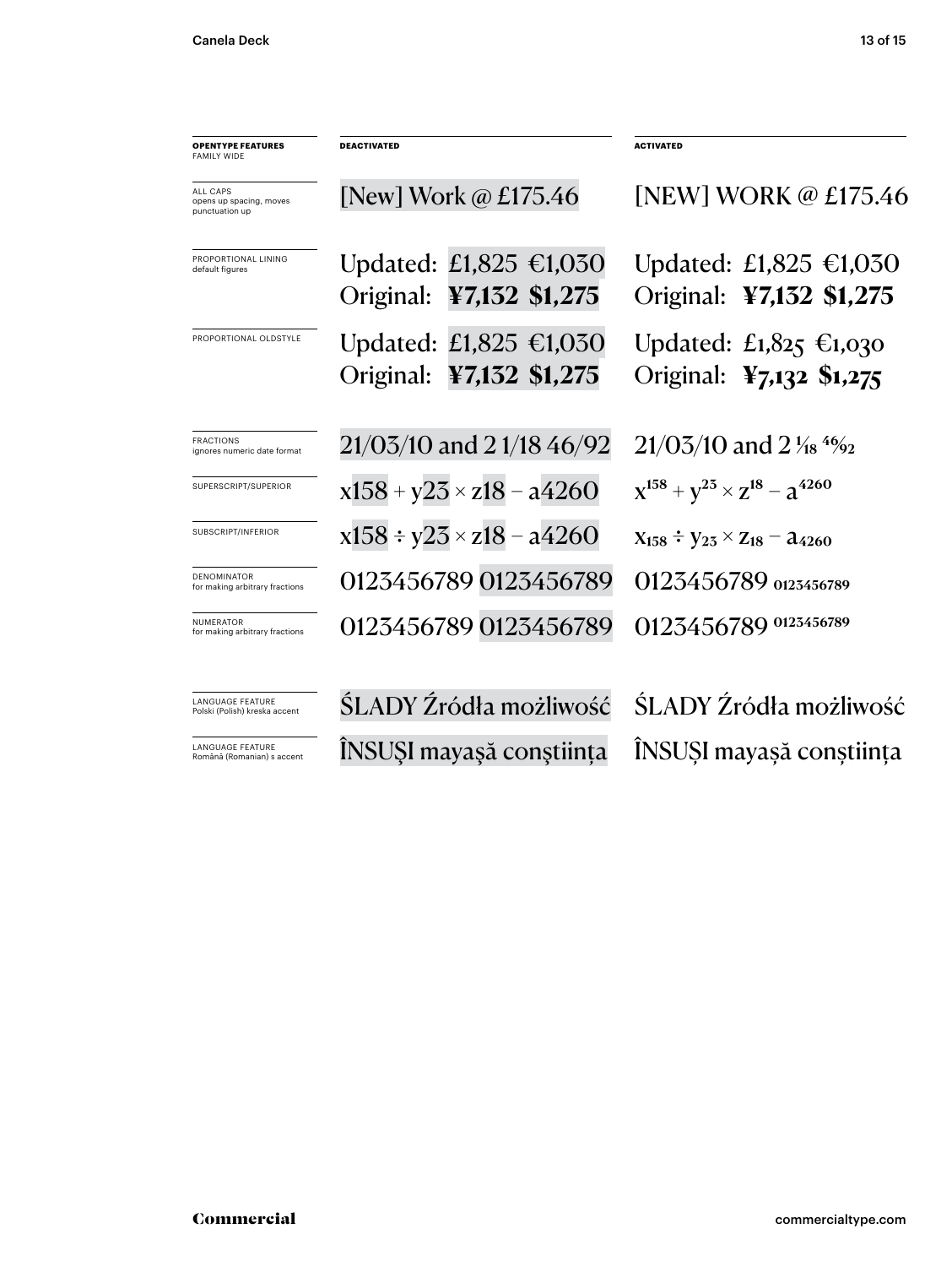| OPENTYPE FEATURES FAMILY WIDE | DEACTIVATED | ACTIVATED |
|---|---|---|
| ALL CAPS opens up spacing, moves punctuation up | [New] Work @ £175.46 | [NEW] WORK @ £175.46 |
| PROPORTIONAL LINING default figures | Updated: £1,825 €1,030 Original: **¥7,132 $1,275** | Updated: £1,825 €1,030 Original: **¥7,132 $1,275** |
| PROPORTIONAL OLDSTYLE | Updated: £1,825 €1,030 Original: **¥7,132 $1,275** | Updated: £1,825 €1,030 Original: **¥7,132 $1,275** |
| FRACTIONS ignores numeric date format | 21/03/10 and 2 1/18 46/92 | 21/03/10 and 2 $\frac{1}{18}$ $\frac{46}{92}$ |
| SUPERSCRIPT/SUPERIOR | x158 + y23 × z18 – a4260 | $x^{158} + y^{23} \times z^{18} - a^{4260}$ |
| SUBSCRIPT/INFERIOR | x158 ÷ y23 × z18 – a4260 | $x_{158} \div y_{23} \times z_{18} - a_{4260}$ |
| DENOMINATOR for making arbitrary fractions | 0123456789 0123456789 | 0123456789 $_{0123456789}$ |
| NUMERATOR for making arbitrary fractions | 0123456789 0123456789 | 0123456789 $^{0123456789}$ |
| LANGUAGE FEATURE Polski (Polish) kreska accent | ŚLADY Źródła możliwość | ŚLADY Źródła możliwość |
| LANGUAGE FEATURE Română (Romanian) s accent | ÎNSUŞI mayaşă conştiinţa | ÎNSUȘI mayașă conștiința |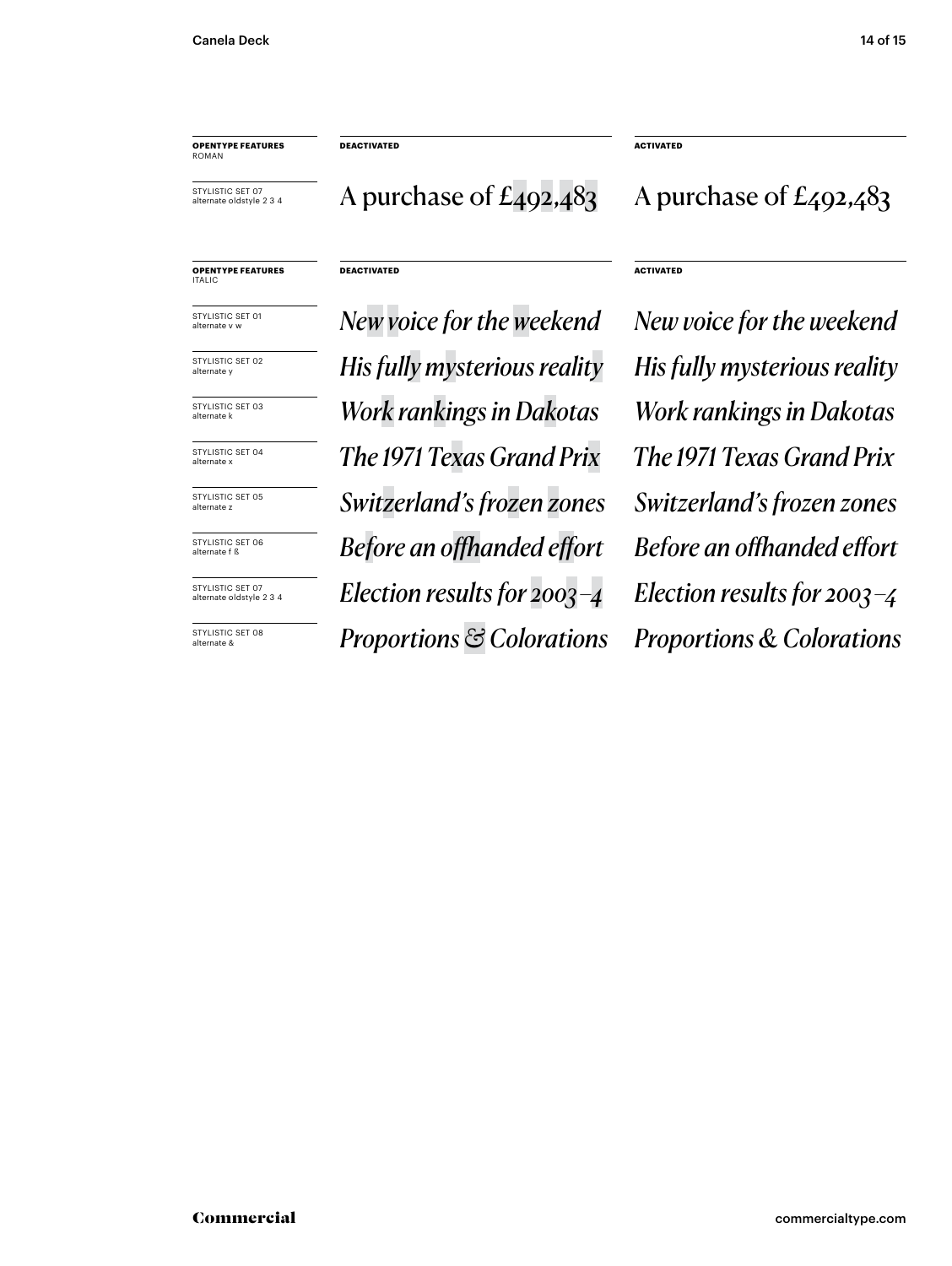| OPENTYPE FEATURES ROMAN | DEACTIVATED | ACTIVATED |
| --- | --- | --- |
| STYLISTIC SET 07 alternate oldstyle 2 3 4 | A purchase of £492,483 | A purchase of £492,483 |

| OPENTYPE FEATURES ITALIC | DEACTIVATED | ACTIVATED |
| --- | --- | --- |
| STYLISTIC SET 01 alternate v w | *New voice for the weekend* | *New voice for the weekend* |
| STYLISTIC SET 02 alternate y | *His fully mysterious reality* | *His fully mysterious reality* |
| STYLISTIC SET 03 alternate k | *Work rankings in Dakotas* | *Work rankings in Dakotas* |
| STYLISTIC SET 04 alternate x | *The 1971 Texas Grand Prix* | *The 1971 Texas Grand Prix* |
| STYLISTIC SET 05 alternate z | *Switzerland's frozen zones* | *Switzerland's frozen zones* |
| STYLISTIC SET 06 alternate f ß | *Before an offhanded effort* | *Before an offhanded effort* |
| STYLISTIC SET 07 alternate oldstyle 2 3 4 | *Election results for 2003–4* | *Election results for 2003–4* |
| STYLISTIC SET 08 alternate & | *Proportions & Colorations* | *Proportions & Colorations* |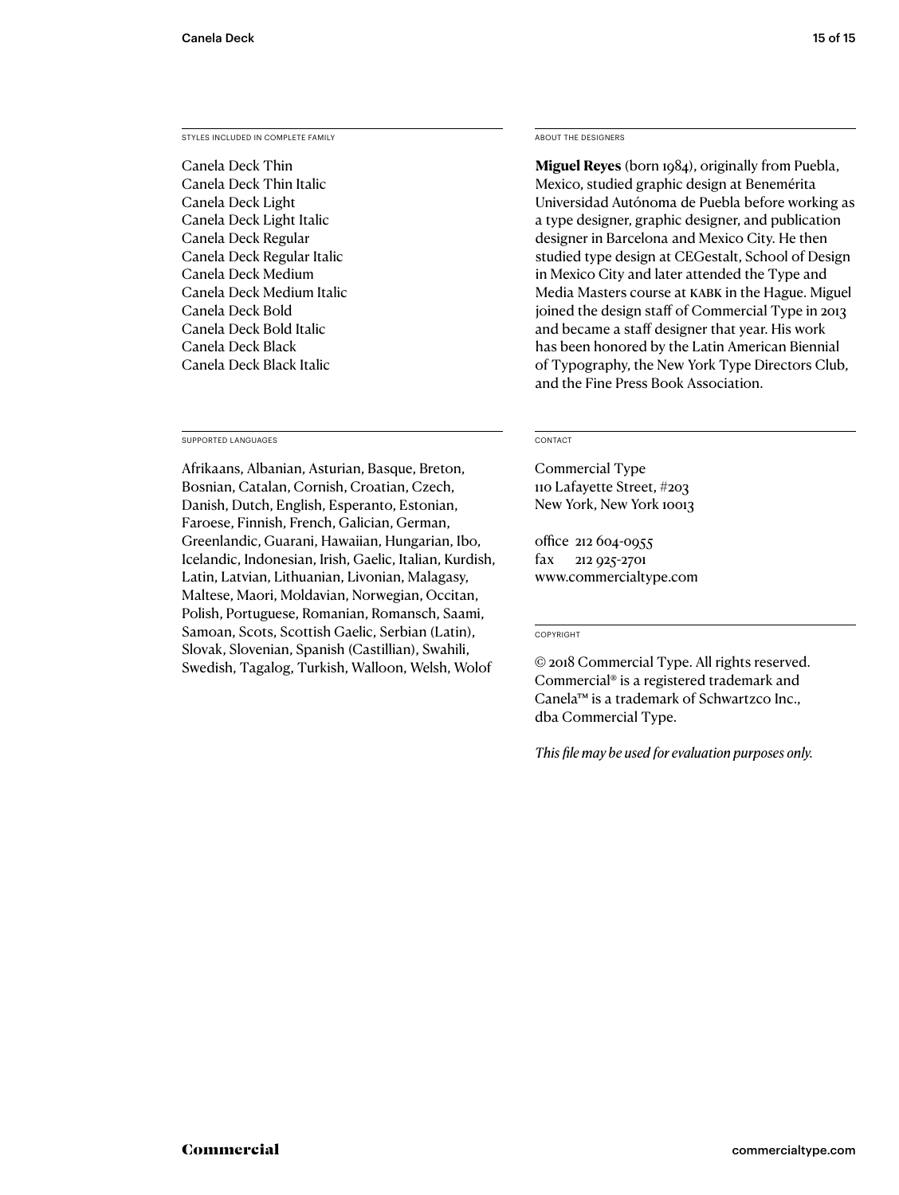## STYLES INCLUDED IN COMPLETE FAMILY

Canela Deck Thin
Canela Deck Thin Italic
Canela Deck Light
Canela Deck Light Italic
Canela Deck Regular
Canela Deck Regular Italic
Canela Deck Medium
Canela Deck Medium Italic
Canela Deck Bold
Canela Deck Bold Italic
Canela Deck Black
Canela Deck Black Italic

## SUPPORTED LANGUAGES

Afrikaans, Albanian, Asturian, Basque, Breton, Bosnian, Catalan, Cornish, Croatian, Czech, Danish, Dutch, English, Esperanto, Estonian, Faroese, Finnish, French, Galician, German, Greenlandic, Guarani, Hawaiian, Hungarian, Ibo, Icelandic, Indonesian, Irish, Gaelic, Italian, Kurdish, Latin, Latvian, Lithuanian, Livonian, Malagasy, Maltese, Maori, Moldavian, Norwegian, Occitan, Polish, Portuguese, Romanian, Romansch, Saami, Samoan, Scots, Scottish Gaelic, Serbian (Latin), Slovak, Slovenian, Spanish (Castillian), Swahili, Swedish, Tagalog, Turkish, Walloon, Welsh, Wolof

## ABOUT THE DESIGNERS

**Miguel Reyes** (born 1984), originally from Puebla, Mexico, studied graphic design at Benemérita Universidad Autónoma de Puebla before working as a type designer, graphic designer, and publication designer in Barcelona and Mexico City. He then studied type design at CEGestalt, School of Design in Mexico City and later attended the Type and Media Masters course at KABK in the Hague. Miguel joined the design staff of Commercial Type in 2013 and became a staff designer that year. His work has been honored by the Latin American Biennial of Typography, the New York Type Directors Club, and the Fine Press Book Association.

## CONTACT

Commercial Type
110 Lafayette Street, #203
New York, New York 10013

office 212 604-0955
fax 212 925-2701
www.commercialtype.com

## COPYRIGHT

© 2018 Commercial Type. All rights reserved. Commercial® is a registered trademark and Canela™ is a trademark of Schwartzco Inc., dba Commercial Type.

*This file may be used for evaluation purposes only.*